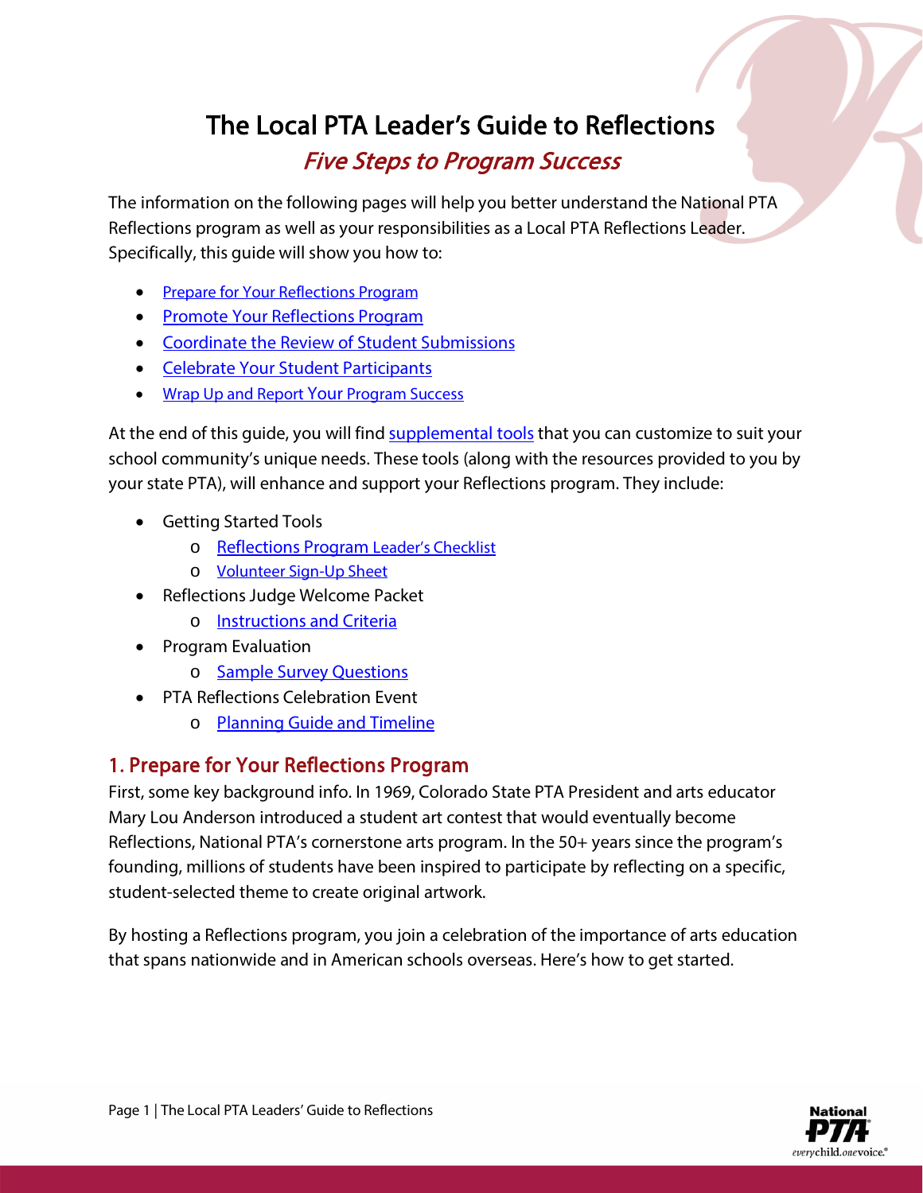# The Local PTA Leader's Guide to Reflections

*Five Steps to Program Success*

The information on the following pages will help you better understand the National PTA Reflections program as well as your responsibilities as a Local PTA Reflections Leader. Specifically, this guide will show you how to:

- Prepare for Your Reflections Program
- Promote Your Reflections Program
- Coordinate the Review of Student Submissions
- Celebrate Your Student Participants
- Wrap Up and Report Your Program Success

At the end of this guide, you will find supplemental tools that you can customize to suit your school community's unique needs. These tools (along with the resources provided to you by your state PTA), will enhance and support your Reflections program. They include:

- Getting Started Tools
  - Reflections Program Leader's Checklist
  - Volunteer Sign-Up Sheet
- Reflections Judge Welcome Packet
  - Instructions and Criteria
- Program Evaluation
  - Sample Survey Questions
- PTA Reflections Celebration Event
  - Planning Guide and Timeline

## 1. Prepare for Your Reflections Program

First, some key background info. In 1969, Colorado State PTA President and arts educator Mary Lou Anderson introduced a student art contest that would eventually become Reflections, National PTA's cornerstone arts program. In the 50+ years since the program's founding, millions of students have been inspired to participate by reflecting on a specific, student-selected theme to create original artwork.

By hosting a Reflections program, you join a celebration of the importance of arts education that spans nationwide and in American schools overseas. Here's how to get started.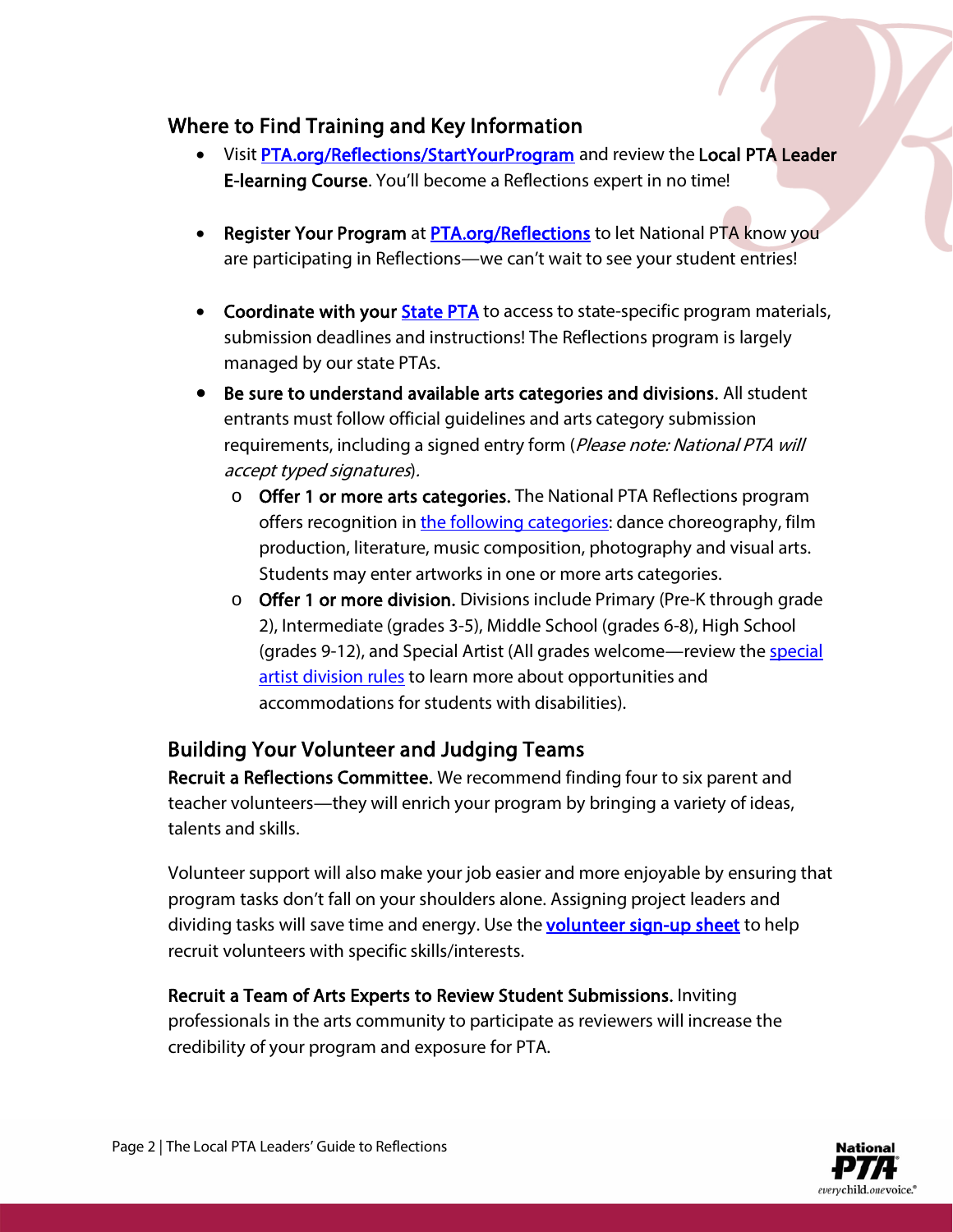## Where to Find Training and Key Information

- Visit [PTA.org/Reflections/StartYourProgram]() and review the **Local PTA Leader E-learning Course**. You'll become a Reflections expert in no time!

- **Register Your Program** at [PTA.org/Reflections]() to let National PTA know you are participating in Reflections—we can't wait to see your student entries!

- **Coordinate with your [State PTA]()** to access to state-specific program materials, submission deadlines and instructions! The Reflections program is largely managed by our state PTAs.

- **Be sure to understand available arts categories and divisions.** All student entrants must follow official guidelines and arts category submission requirements, including a signed entry form (*Please note: National PTA will accept typed signatures*).
  - **Offer 1 or more arts categories.** The National PTA Reflections program offers recognition in [the following categories](): dance choreography, film production, literature, music composition, photography and visual arts. Students may enter artworks in one or more arts categories.
  - **Offer 1 or more division.** Divisions include Primary (Pre-K through grade 2), Intermediate (grades 3-5), Middle School (grades 6-8), High School (grades 9-12), and Special Artist (All grades welcome—review the [special artist division rules]() to learn more about opportunities and accommodations for students with disabilities).

## Building Your Volunteer and Judging Teams

**Recruit a Reflections Committee.** We recommend finding four to six parent and teacher volunteers—they will enrich your program by bringing a variety of ideas, talents and skills.

Volunteer support will also make your job easier and more enjoyable by ensuring that program tasks don't fall on your shoulders alone. Assigning project leaders and dividing tasks will save time and energy. Use the **[volunteer sign-up sheet]()** to help recruit volunteers with specific skills/interests.

**Recruit a Team of Arts Experts to Review Student Submissions.** Inviting professionals in the arts community to participate as reviewers will increase the credibility of your program and exposure for PTA.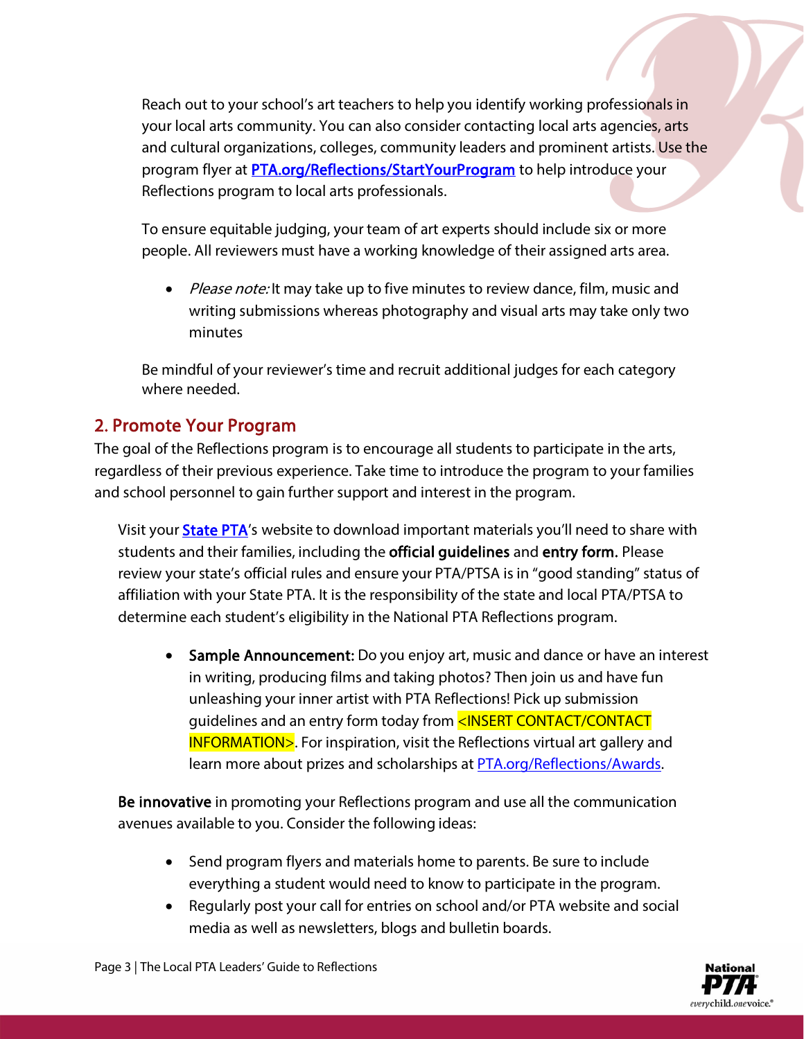Reach out to your school's art teachers to help you identify working professionals in your local arts community. You can also consider contacting local arts agencies, arts and cultural organizations, colleges, community leaders and prominent artists. Use the program flyer at [PTA.org/Reflections/StartYourProgram](PTA.org/Reflections/StartYourProgram) to help introduce your Reflections program to local arts professionals.

To ensure equitable judging, your team of art experts should include six or more people. All reviewers must have a working knowledge of their assigned arts area.

- *Please note:* It may take up to five minutes to review dance, film, music and writing submissions whereas photography and visual arts may take only two minutes

Be mindful of your reviewer's time and recruit additional judges for each category where needed.

## 2. Promote Your Program

The goal of the Reflections program is to encourage all students to participate in the arts, regardless of their previous experience. Take time to introduce the program to your families and school personnel to gain further support and interest in the program.

Visit your **State PTA**'s website to download important materials you'll need to share with students and their families, including the **official guidelines** and **entry form.** Please review your state's official rules and ensure your PTA/PTSA is in "good standing" status of affiliation with your State PTA. It is the responsibility of the state and local PTA/PTSA to determine each student's eligibility in the National PTA Reflections program.

- **Sample Announcement:** Do you enjoy art, music and dance or have an interest in writing, producing films and taking photos? Then join us and have fun unleashing your inner artist with PTA Reflections! Pick up submission guidelines and an entry form today from <INSERT CONTACT/CONTACT INFORMATION>. For inspiration, visit the Reflections virtual art gallery and learn more about prizes and scholarships at [PTA.org/Reflections/Awards](PTA.org/Reflections/Awards).

**Be innovative** in promoting your Reflections program and use all the communication avenues available to you. Consider the following ideas:

- Send program flyers and materials home to parents. Be sure to include everything a student would need to know to participate in the program.
- Regularly post your call for entries on school and/or PTA website and social media as well as newsletters, blogs and bulletin boards.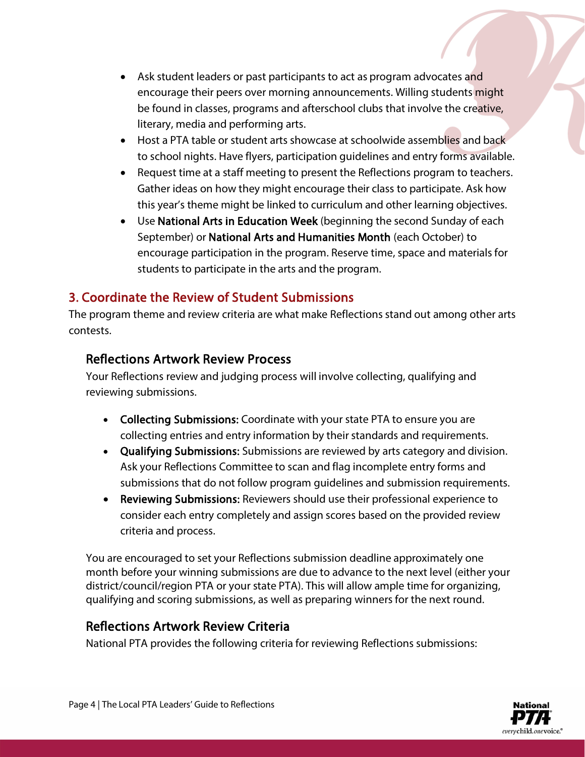- Ask student leaders or past participants to act as program advocates and encourage their peers over morning announcements. Willing students might be found in classes, programs and afterschool clubs that involve the creative, literary, media and performing arts.
- Host a PTA table or student arts showcase at schoolwide assemblies and back to school nights. Have flyers, participation guidelines and entry forms available.
- Request time at a staff meeting to present the Reflections program to teachers. Gather ideas on how they might encourage their class to participate. Ask how this year's theme might be linked to curriculum and other learning objectives.
- Use **National Arts in Education Week** (beginning the second Sunday of each September) or **National Arts and Humanities Month** (each October) to encourage participation in the program. Reserve time, space and materials for students to participate in the arts and the program.

## 3. Coordinate the Review of Student Submissions

The program theme and review criteria are what make Reflections stand out among other arts contests.

### Reflections Artwork Review Process

Your Reflections review and judging process will involve collecting, qualifying and reviewing submissions.

- **Collecting Submissions:** Coordinate with your state PTA to ensure you are collecting entries and entry information by their standards and requirements.
- **Qualifying Submissions:** Submissions are reviewed by arts category and division. Ask your Reflections Committee to scan and flag incomplete entry forms and submissions that do not follow program guidelines and submission requirements.
- **Reviewing Submissions:** Reviewers should use their professional experience to consider each entry completely and assign scores based on the provided review criteria and process.

You are encouraged to set your Reflections submission deadline approximately one month before your winning submissions are due to advance to the next level (either your district/council/region PTA or your state PTA). This will allow ample time for organizing, qualifying and scoring submissions, as well as preparing winners for the next round.

### Reflections Artwork Review Criteria

National PTA provides the following criteria for reviewing Reflections submissions: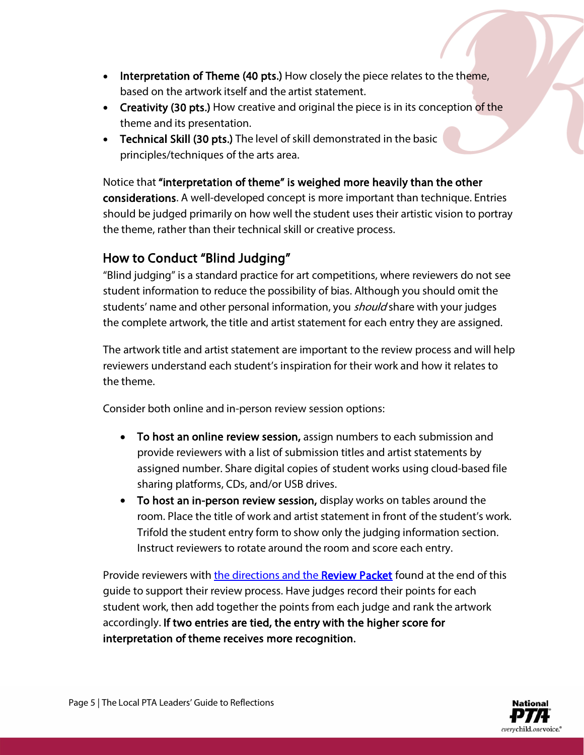- **Interpretation of Theme (40 pts.)** How closely the piece relates to the theme, based on the artwork itself and the artist statement.
- **Creativity (30 pts.)** How creative and original the piece is in its conception of the theme and its presentation.
- **Technical Skill (30 pts.)** The level of skill demonstrated in the basic principles/techniques of the arts area.

Notice that **"interpretation of theme" is weighed more heavily than the other considerations**. A well-developed concept is more important than technique. Entries should be judged primarily on how well the student uses their artistic vision to portray the theme, rather than their technical skill or creative process.

## How to Conduct "Blind Judging"

"Blind judging" is a standard practice for art competitions, where reviewers do not see student information to reduce the possibility of bias. Although you should omit the students' name and other personal information, you *should* share with your judges the complete artwork, the title and artist statement for each entry they are assigned.

The artwork title and artist statement are important to the review process and will help reviewers understand each student's inspiration for their work and how it relates to the theme.

Consider both online and in-person review session options:

- **To host an online review session,** assign numbers to each submission and provide reviewers with a list of submission titles and artist statements by assigned number. Share digital copies of student works using cloud-based file sharing platforms, CDs, and/or USB drives.
- **To host an in-person review session,** display works on tables around the room. Place the title of work and artist statement in front of the student's work. Trifold the student entry form to show only the judging information section. Instruct reviewers to rotate around the room and score each entry.

Provide reviewers with the directions and the **Review Packet** found at the end of this guide to support their review process. Have judges record their points for each student work, then add together the points from each judge and rank the artwork accordingly. **If two entries are tied, the entry with the higher score for interpretation of theme receives more recognition.**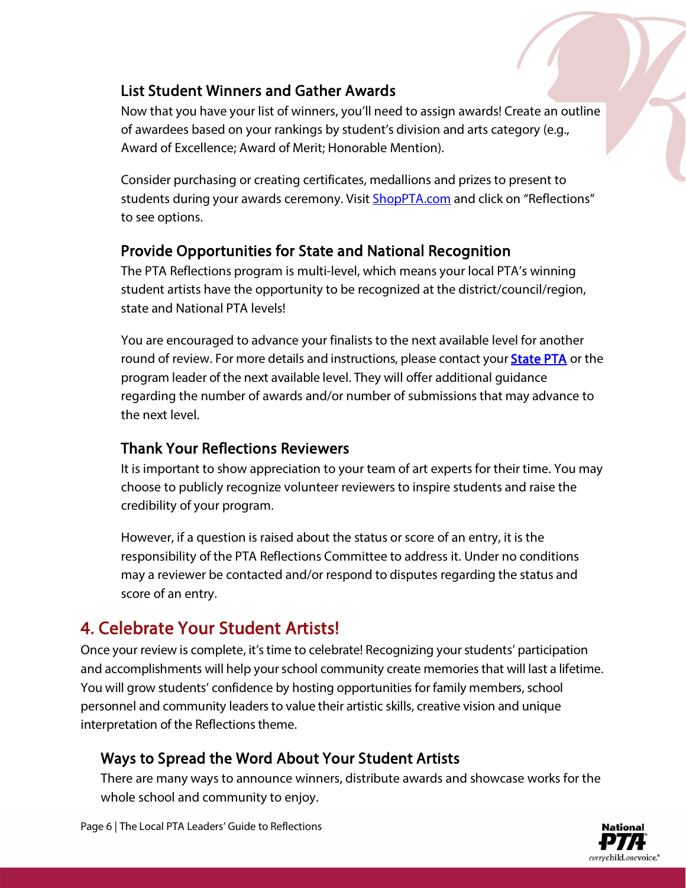### List Student Winners and Gather Awards

Now that you have your list of winners, you'll need to assign awards! Create an outline of awardees based on your rankings by student's division and arts category (e.g., Award of Excellence; Award of Merit; Honorable Mention).

Consider purchasing or creating certificates, medallions and prizes to present to students during your awards ceremony. Visit [ShopPTA.com]() and click on "Reflections" to see options.

### Provide Opportunities for State and National Recognition

The PTA Reflections program is multi-level, which means your local PTA's winning student artists have the opportunity to be recognized at the district/council/region, state and National PTA levels!

You are encouraged to advance your finalists to the next available level for another round of review. For more details and instructions, please contact your **[State PTA]()** or the program leader of the next available level. They will offer additional guidance regarding the number of awards and/or number of submissions that may advance to the next level.

### Thank Your Reflections Reviewers

It is important to show appreciation to your team of art experts for their time. You may choose to publicly recognize volunteer reviewers to inspire students and raise the credibility of your program.

However, if a question is raised about the status or score of an entry, it is the responsibility of the PTA Reflections Committee to address it. Under no conditions may a reviewer be contacted and/or respond to disputes regarding the status and score of an entry.

## 4. Celebrate Your Student Artists!

Once your review is complete, it's time to celebrate! Recognizing your students' participation and accomplishments will help your school community create memories that will last a lifetime. You will grow students' confidence by hosting opportunities for family members, school personnel and community leaders to value their artistic skills, creative vision and unique interpretation of the Reflections theme.

### Ways to Spread the Word About Your Student Artists

There are many ways to announce winners, distribute awards and showcase works for the whole school and community to enjoy.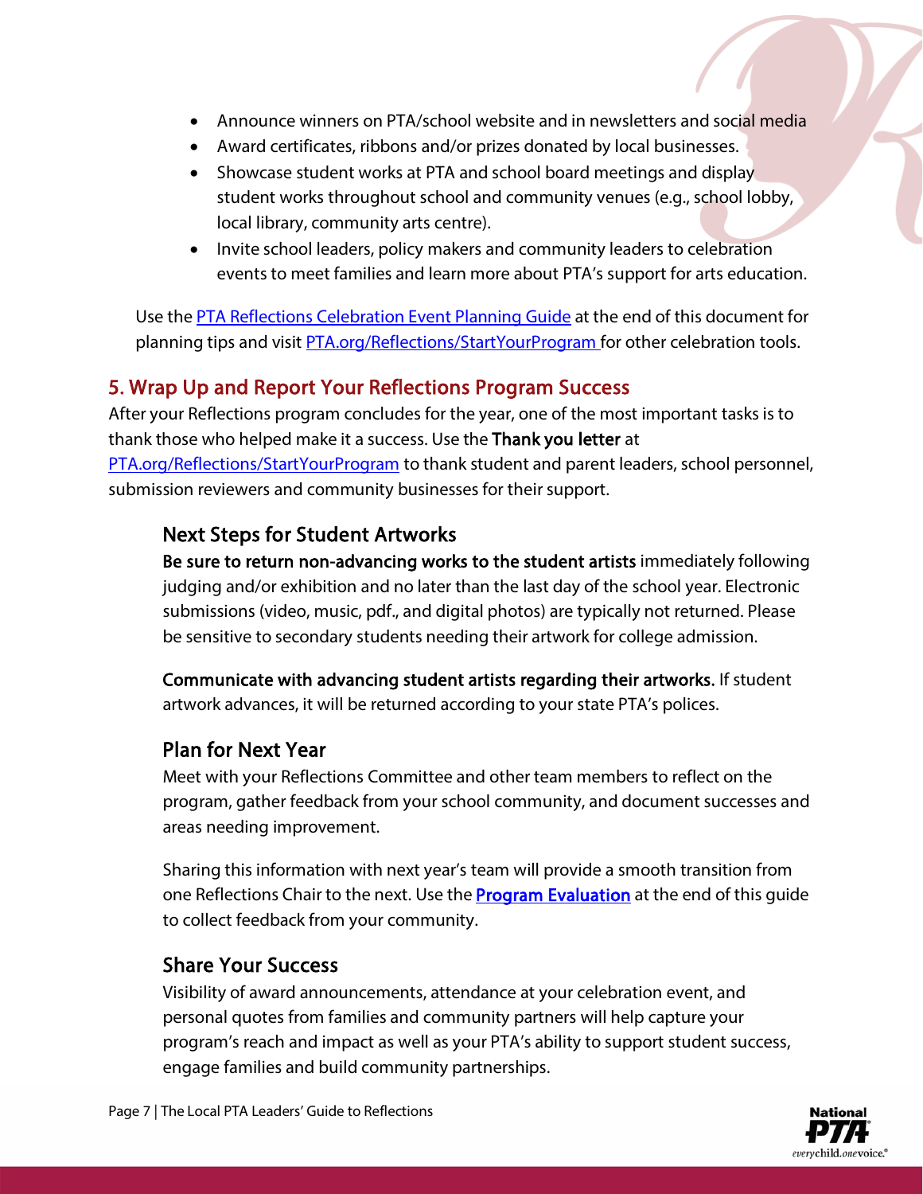- Announce winners on PTA/school website and in newsletters and social media
- Award certificates, ribbons and/or prizes donated by local businesses.
- Showcase student works at PTA and school board meetings and display student works throughout school and community venues (e.g., school lobby, local library, community arts centre).
- Invite school leaders, policy makers and community leaders to celebration events to meet families and learn more about PTA's support for arts education.

Use the PTA Reflections Celebration Event Planning Guide at the end of this document for planning tips and visit PTA.org/Reflections/StartYourProgram for other celebration tools.

## 5. Wrap Up and Report Your Reflections Program Success

After your Reflections program concludes for the year, one of the most important tasks is to thank those who helped make it a success. Use the **Thank you letter** at PTA.org/Reflections/StartYourProgram to thank student and parent leaders, school personnel, submission reviewers and community businesses for their support.

### Next Steps for Student Artworks

**Be sure to return non-advancing works to the student artists** immediately following judging and/or exhibition and no later than the last day of the school year. Electronic submissions (video, music, pdf., and digital photos) are typically not returned. Please be sensitive to secondary students needing their artwork for college admission.

**Communicate with advancing student artists regarding their artworks.** If student artwork advances, it will be returned according to your state PTA's polices.

### Plan for Next Year

Meet with your Reflections Committee and other team members to reflect on the program, gather feedback from your school community, and document successes and areas needing improvement.

Sharing this information with next year's team will provide a smooth transition from one Reflections Chair to the next. Use the **Program Evaluation** at the end of this guide to collect feedback from your community.

### Share Your Success

Visibility of award announcements, attendance at your celebration event, and personal quotes from families and community partners will help capture your program's reach and impact as well as your PTA's ability to support student success, engage families and build community partnerships.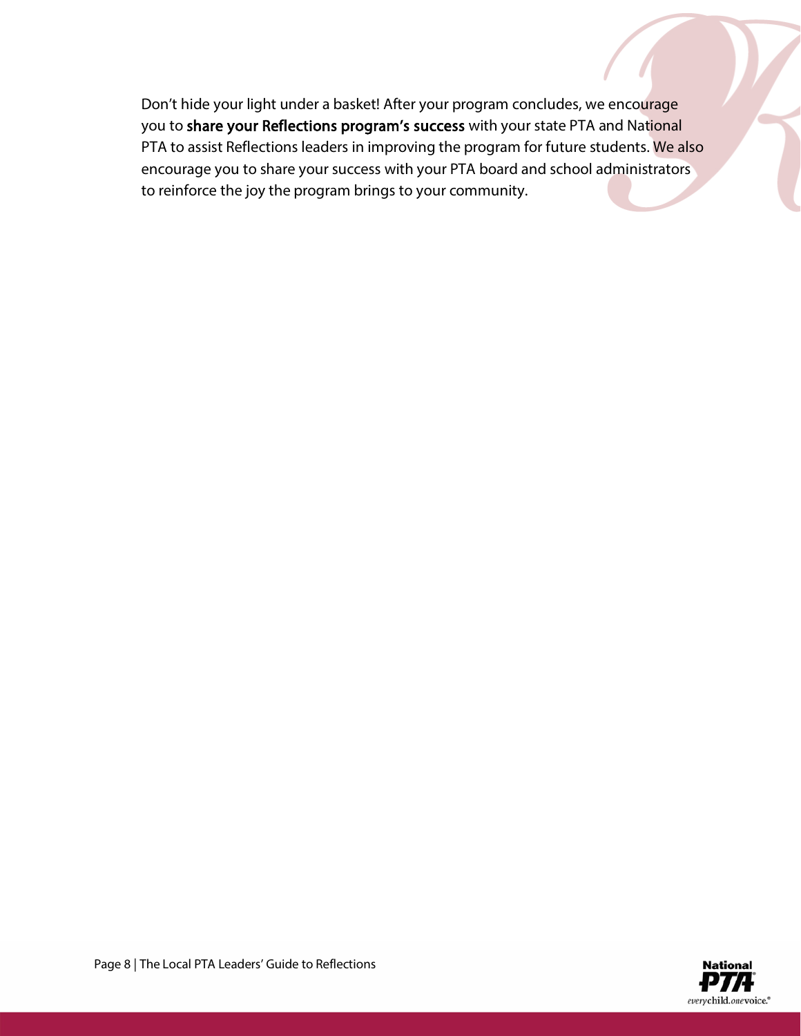Don't hide your light under a basket! After your program concludes, we encourage you to **share your Reflections program's success** with your state PTA and National PTA to assist Reflections leaders in improving the program for future students. We also encourage you to share your success with your PTA board and school administrators to reinforce the joy the program brings to your community.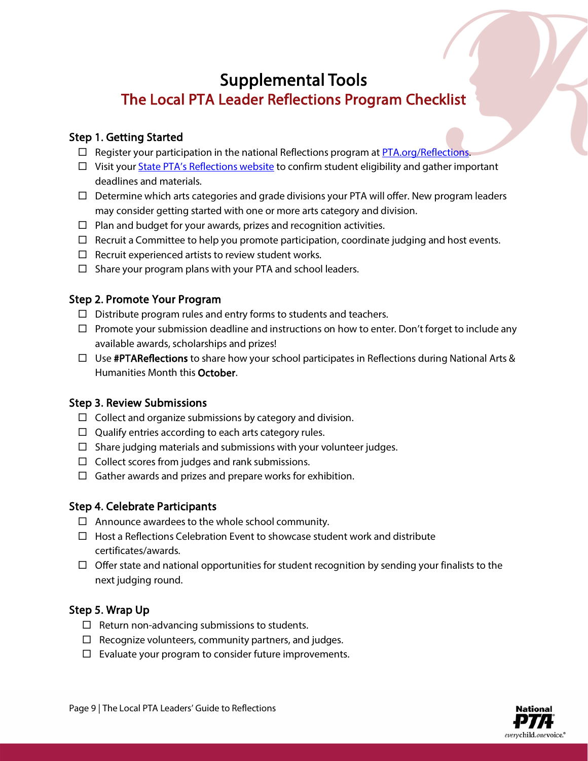# Supplemental Tools

## The Local PTA Leader Reflections Program Checklist

### Step 1. Getting Started

- ☐ Register your participation in the national Reflections program at [PTA.org/Reflections](PTA.org/Reflections).
- ☐ Visit your State PTA's Reflections website to confirm student eligibility and gather important deadlines and materials.
- ☐ Determine which arts categories and grade divisions your PTA will offer. New program leaders may consider getting started with one or more arts category and division.
- ☐ Plan and budget for your awards, prizes and recognition activities.
- ☐ Recruit a Committee to help you promote participation, coordinate judging and host events.
- ☐ Recruit experienced artists to review student works.
- ☐ Share your program plans with your PTA and school leaders.

### Step 2. Promote Your Program

- ☐ Distribute program rules and entry forms to students and teachers.
- ☐ Promote your submission deadline and instructions on how to enter. Don't forget to include any available awards, scholarships and prizes!
- ☐ Use **#PTAReflections** to share how your school participates in Reflections during National Arts & Humanities Month this **October**.

### Step 3. Review Submissions

- ☐ Collect and organize submissions by category and division.
- ☐ Qualify entries according to each arts category rules.
- ☐ Share judging materials and submissions with your volunteer judges.
- ☐ Collect scores from judges and rank submissions.
- ☐ Gather awards and prizes and prepare works for exhibition.

### Step 4. Celebrate Participants

- ☐ Announce awardees to the whole school community.
- ☐ Host a Reflections Celebration Event to showcase student work and distribute certificates/awards.
- ☐ Offer state and national opportunities for student recognition by sending your finalists to the next judging round.

### Step 5. Wrap Up

- ☐ Return non-advancing submissions to students.
- ☐ Recognize volunteers, community partners, and judges.
- ☐ Evaluate your program to consider future improvements.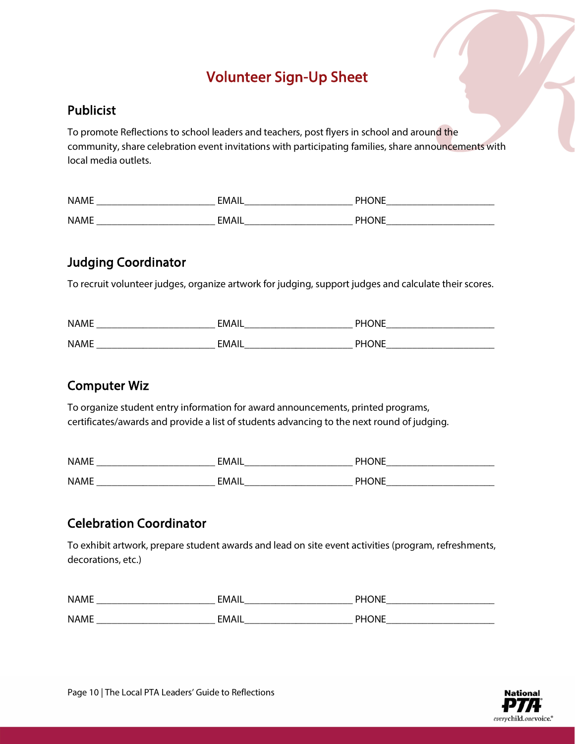# Volunteer Sign-Up Sheet

## Publicist

To promote Reflections to school leaders and teachers, post flyers in school and around the community, share celebration event invitations with participating families, share announcements with local media outlets.

NAME ________________________ EMAIL______________________ PHONE______________________

NAME ________________________ EMAIL______________________ PHONE______________________

## Judging Coordinator

To recruit volunteer judges, organize artwork for judging, support judges and calculate their scores.

NAME ________________________ EMAIL______________________ PHONE______________________

NAME ________________________ EMAIL______________________ PHONE______________________

## Computer Wiz

To organize student entry information for award announcements, printed programs, certificates/awards and provide a list of students advancing to the next round of judging.

NAME ________________________ EMAIL______________________ PHONE______________________

NAME ________________________ EMAIL______________________ PHONE______________________

## Celebration Coordinator

To exhibit artwork, prepare student awards and lead on site event activities (program, refreshments, decorations, etc.)

NAME ________________________ EMAIL______________________ PHONE______________________

NAME ________________________ EMAIL______________________ PHONE______________________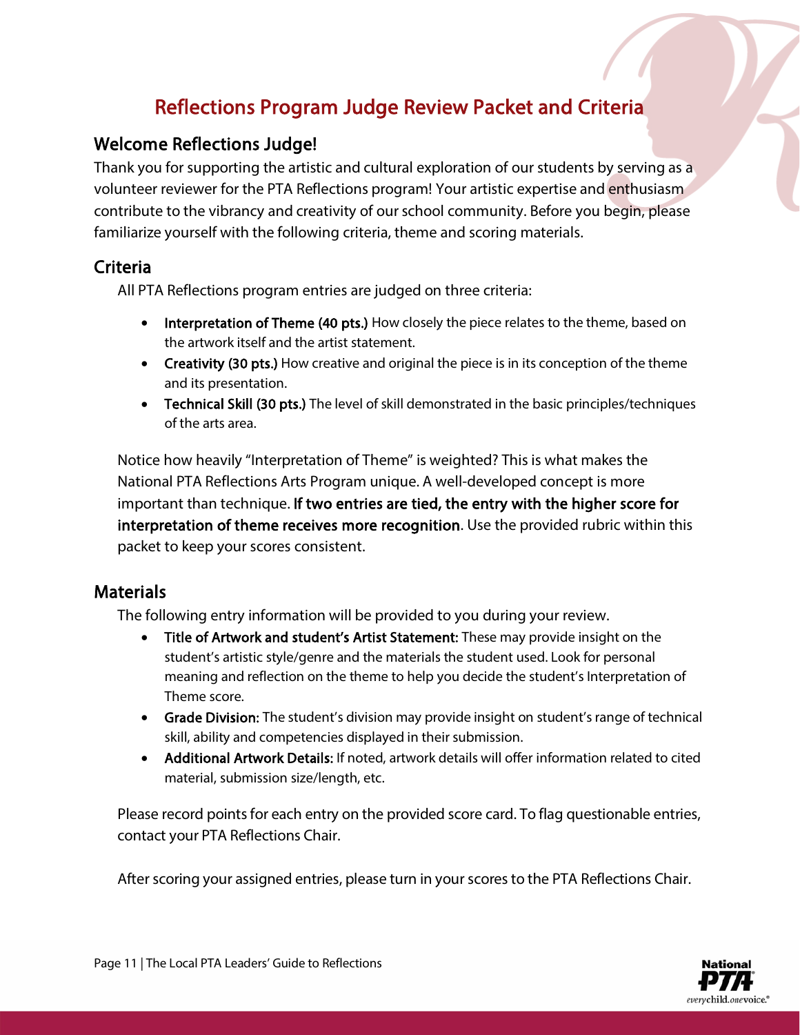# Reflections Program Judge Review Packet and Criteria

## Welcome Reflections Judge!

Thank you for supporting the artistic and cultural exploration of our students by serving as a volunteer reviewer for the PTA Reflections program! Your artistic expertise and enthusiasm contribute to the vibrancy and creativity of our school community. Before you begin, please familiarize yourself with the following criteria, theme and scoring materials.

## Criteria

All PTA Reflections program entries are judged on three criteria:

- **Interpretation of Theme (40 pts.)** How closely the piece relates to the theme, based on the artwork itself and the artist statement.
- **Creativity (30 pts.)** How creative and original the piece is in its conception of the theme and its presentation.
- **Technical Skill (30 pts.)** The level of skill demonstrated in the basic principles/techniques of the arts area.

Notice how heavily "Interpretation of Theme" is weighted? This is what makes the National PTA Reflections Arts Program unique. A well-developed concept is more important than technique. **If two entries are tied, the entry with the higher score for interpretation of theme receives more recognition**. Use the provided rubric within this packet to keep your scores consistent.

## Materials

The following entry information will be provided to you during your review.

- **Title of Artwork and student's Artist Statement:** These may provide insight on the student's artistic style/genre and the materials the student used. Look for personal meaning and reflection on the theme to help you decide the student's Interpretation of Theme score.
- **Grade Division:** The student's division may provide insight on student's range of technical skill, ability and competencies displayed in their submission.
- **Additional Artwork Details:** If noted, artwork details will offer information related to cited material, submission size/length, etc.

Please record points for each entry on the provided score card. To flag questionable entries, contact your PTA Reflections Chair.

After scoring your assigned entries, please turn in your scores to the PTA Reflections Chair.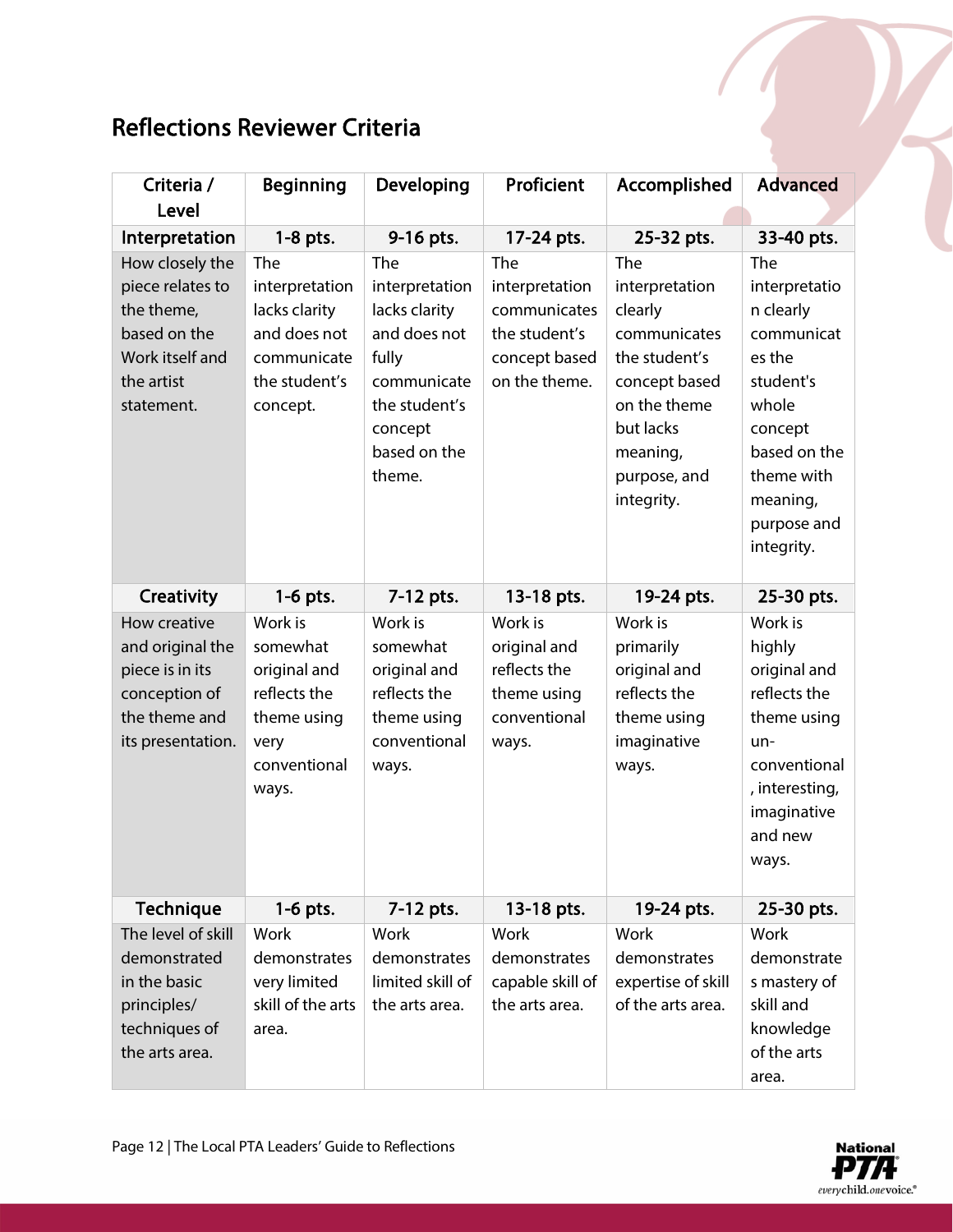## Reflections Reviewer Criteria

| Criteria / Level | Beginning | Developing | Proficient | Accomplished | Advanced |
|---|---|---|---|---|---|
| **Interpretation** | **1-8 pts.** | **9-16 pts.** | **17-24 pts.** | **25-32 pts.** | **33-40 pts.** |
| How closely the piece relates to the theme, based on the Work itself and the artist statement. | The interpretation lacks clarity and does not communicate the student's concept. | The interpretation lacks clarity and does not fully communicate the student's concept based on the theme. | The interpretation communicates the student's concept based on the theme. | The interpretation clearly communicates the student's concept based on the theme but lacks meaning, purpose, and integrity. | The interpretation clearly communicates the student's whole concept based on the theme with meaning, purpose and integrity. |
| **Creativity** | **1-6 pts.** | **7-12 pts.** | **13-18 pts.** | **19-24 pts.** | **25-30 pts.** |
| How creative and original the piece is in its conception of the theme and its presentation. | Work is somewhat original and reflects the theme using very conventional ways. | Work is somewhat original and reflects the theme using conventional ways. | Work is original and reflects the theme using conventional ways. | Work is primarily original and reflects the theme using imaginative ways. | Work is highly original and reflects the theme using un-conventional, interesting, imaginative and new ways. |
| **Technique** | **1-6 pts.** | **7-12 pts.** | **13-18 pts.** | **19-24 pts.** | **25-30 pts.** |
| The level of skill demonstrated in the basic principles/ techniques of the arts area. | Work demonstrates very limited skill of the arts area. | Work demonstrates limited skill of the arts area. | Work demonstrates capable skill of the arts area. | Work demonstrates expertise of skill of the arts area. | Work demonstrates mastery of skill and knowledge of the arts area. |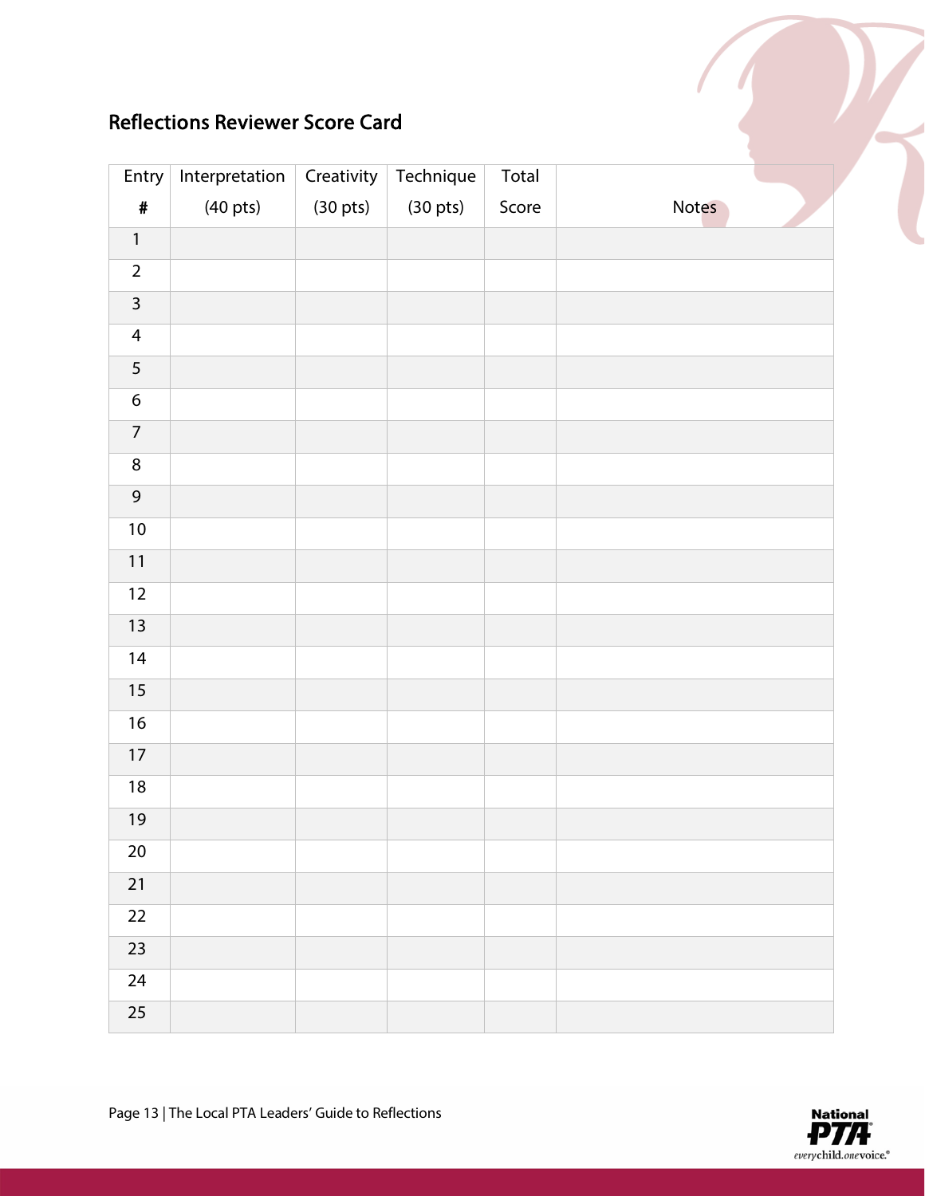## Reflections Reviewer Score Card

| Entry # | Interpretation (40 pts) | Creativity (30 pts) | Technique (30 pts) | Total Score | Notes |
|---|---|---|---|---|---|
| 1 | | | | | |
| 2 | | | | | |
| 3 | | | | | |
| 4 | | | | | |
| 5 | | | | | |
| 6 | | | | | |
| 7 | | | | | |
| 8 | | | | | |
| 9 | | | | | |
| 10 | | | | | |
| 11 | | | | | |
| 12 | | | | | |
| 13 | | | | | |
| 14 | | | | | |
| 15 | | | | | |
| 16 | | | | | |
| 17 | | | | | |
| 18 | | | | | |
| 19 | | | | | |
| 20 | | | | | |
| 21 | | | | | |
| 22 | | | | | |
| 23 | | | | | |
| 24 | | | | | |
| 25 | | | | | |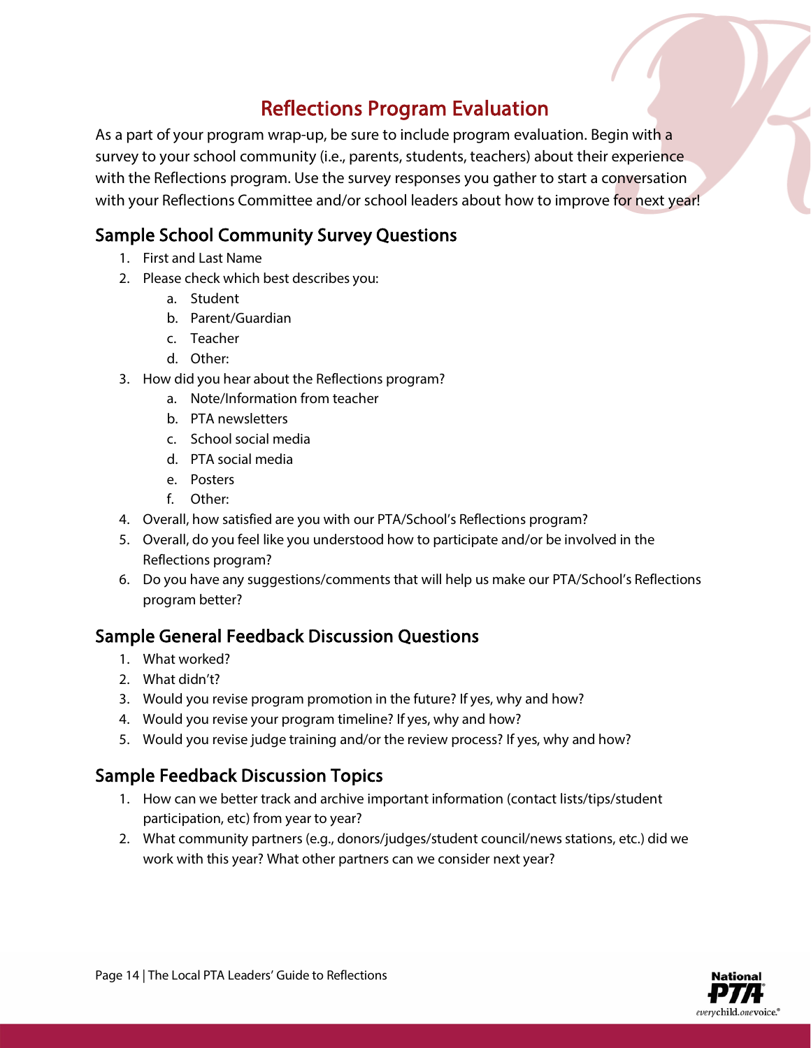# Reflections Program Evaluation

As a part of your program wrap-up, be sure to include program evaluation. Begin with a survey to your school community (i.e., parents, students, teachers) about their experience with the Reflections program. Use the survey responses you gather to start a conversation with your Reflections Committee and/or school leaders about how to improve for next year!

## Sample School Community Survey Questions

1. First and Last Name
2. Please check which best describes you:
   a. Student
   b. Parent/Guardian
   c. Teacher
   d. Other:
3. How did you hear about the Reflections program?
   a. Note/Information from teacher
   b. PTA newsletters
   c. School social media
   d. PTA social media
   e. Posters
   f. Other:
4. Overall, how satisfied are you with our PTA/School's Reflections program?
5. Overall, do you feel like you understood how to participate and/or be involved in the Reflections program?
6. Do you have any suggestions/comments that will help us make our PTA/School's Reflections program better?

## Sample General Feedback Discussion Questions

1. What worked?
2. What didn't?
3. Would you revise program promotion in the future? If yes, why and how?
4. Would you revise your program timeline? If yes, why and how?
5. Would you revise judge training and/or the review process? If yes, why and how?

## Sample Feedback Discussion Topics

1. How can we better track and archive important information (contact lists/tips/student participation, etc) from year to year?
2. What community partners (e.g., donors/judges/student council/news stations, etc.) did we work with this year? What other partners can we consider next year?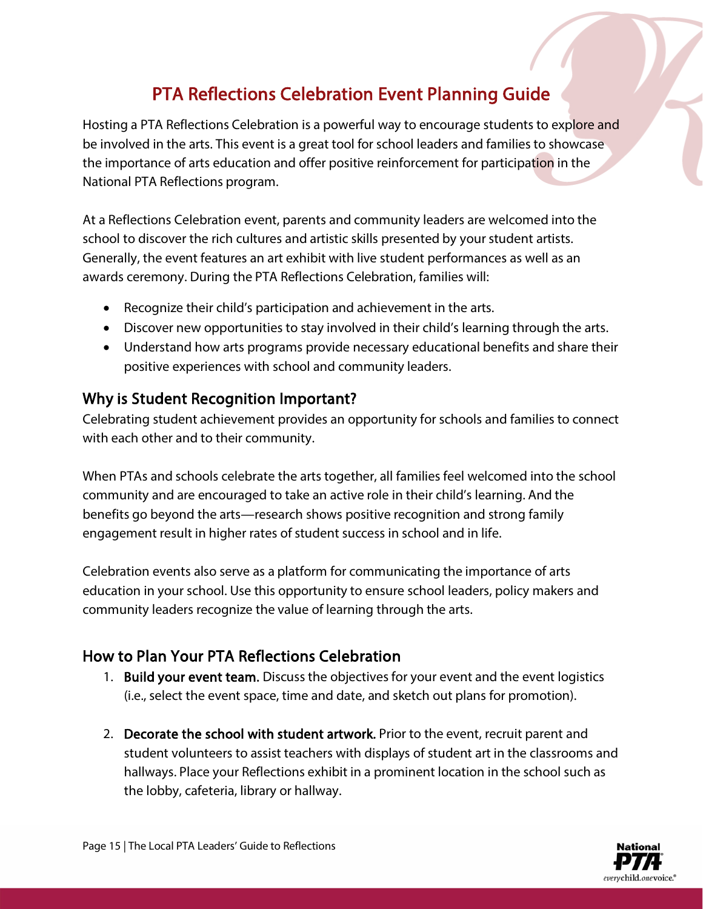# PTA Reflections Celebration Event Planning Guide

Hosting a PTA Reflections Celebration is a powerful way to encourage students to explore and be involved in the arts. This event is a great tool for school leaders and families to showcase the importance of arts education and offer positive reinforcement for participation in the National PTA Reflections program.

At a Reflections Celebration event, parents and community leaders are welcomed into the school to discover the rich cultures and artistic skills presented by your student artists. Generally, the event features an art exhibit with live student performances as well as an awards ceremony. During the PTA Reflections Celebration, families will:

- Recognize their child's participation and achievement in the arts.
- Discover new opportunities to stay involved in their child's learning through the arts.
- Understand how arts programs provide necessary educational benefits and share their positive experiences with school and community leaders.

## Why is Student Recognition Important?

Celebrating student achievement provides an opportunity for schools and families to connect with each other and to their community.

When PTAs and schools celebrate the arts together, all families feel welcomed into the school community and are encouraged to take an active role in their child's learning. And the benefits go beyond the arts—research shows positive recognition and strong family engagement result in higher rates of student success in school and in life.

Celebration events also serve as a platform for communicating the importance of arts education in your school. Use this opportunity to ensure school leaders, policy makers and community leaders recognize the value of learning through the arts.

## How to Plan Your PTA Reflections Celebration

1. **Build your event team.** Discuss the objectives for your event and the event logistics (i.e., select the event space, time and date, and sketch out plans for promotion).

2. **Decorate the school with student artwork.** Prior to the event, recruit parent and student volunteers to assist teachers with displays of student art in the classrooms and hallways. Place your Reflections exhibit in a prominent location in the school such as the lobby, cafeteria, library or hallway.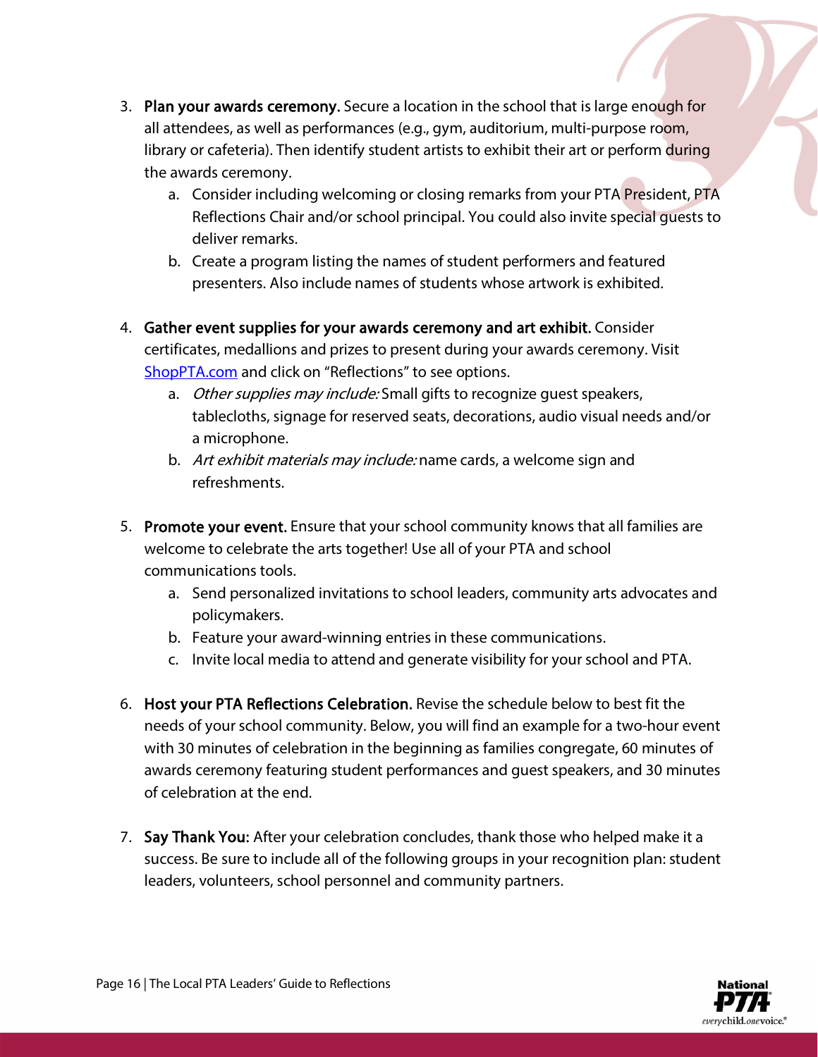3. **Plan your awards ceremony.** Secure a location in the school that is large enough for all attendees, as well as performances (e.g., gym, auditorium, multi-purpose room, library or cafeteria). Then identify student artists to exhibit their art or perform during the awards ceremony.
    a. Consider including welcoming or closing remarks from your PTA President, PTA Reflections Chair and/or school principal. You could also invite special guests to deliver remarks.
    b. Create a program listing the names of student performers and featured presenters. Also include names of students whose artwork is exhibited.

4. **Gather event supplies for your awards ceremony and art exhibit.** Consider certificates, medallions and prizes to present during your awards ceremony. Visit [ShopPTA.com](ShopPTA.com) and click on "Reflections" to see options.
    a. *Other supplies may include:* Small gifts to recognize guest speakers, tablecloths, signage for reserved seats, decorations, audio visual needs and/or a microphone.
    b. *Art exhibit materials may include:* name cards, a welcome sign and refreshments.

5. **Promote your event.** Ensure that your school community knows that all families are welcome to celebrate the arts together! Use all of your PTA and school communications tools.
    a. Send personalized invitations to school leaders, community arts advocates and policymakers.
    b. Feature your award-winning entries in these communications.
    c. Invite local media to attend and generate visibility for your school and PTA.

6. **Host your PTA Reflections Celebration.** Revise the schedule below to best fit the needs of your school community. Below, you will find an example for a two-hour event with 30 minutes of celebration in the beginning as families congregate, 60 minutes of awards ceremony featuring student performances and guest speakers, and 30 minutes of celebration at the end.

7. **Say Thank You:** After your celebration concludes, thank those who helped make it a success. Be sure to include all of the following groups in your recognition plan: student leaders, volunteers, school personnel and community partners.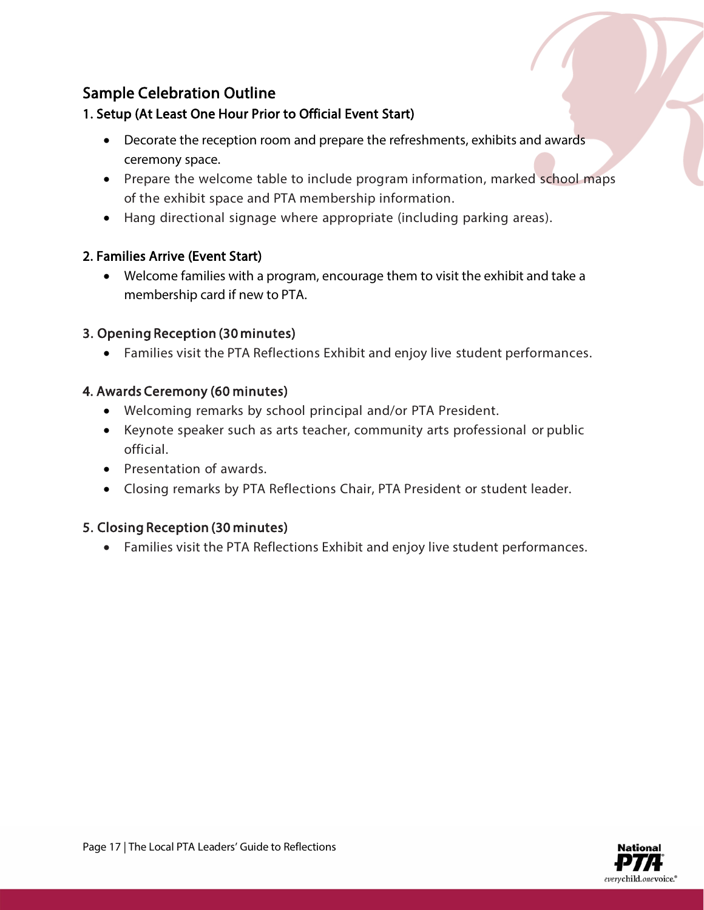## Sample Celebration Outline

### 1. Setup (At Least One Hour Prior to Official Event Start)

- Decorate the reception room and prepare the refreshments, exhibits and awards ceremony space.
- Prepare the welcome table to include program information, marked school maps of the exhibit space and PTA membership information.
- Hang directional signage where appropriate (including parking areas).

### 2. Families Arrive (Event Start)

- Welcome families with a program, encourage them to visit the exhibit and take a membership card if new to PTA.

### 3. Opening Reception (30 minutes)

- Families visit the PTA Reflections Exhibit and enjoy live student performances.

### 4. Awards Ceremony (60 minutes)

- Welcoming remarks by school principal and/or PTA President.
- Keynote speaker such as arts teacher, community arts professional or public official.
- Presentation of awards.
- Closing remarks by PTA Reflections Chair, PTA President or student leader.

### 5. Closing Reception (30 minutes)

- Families visit the PTA Reflections Exhibit and enjoy live student performances.